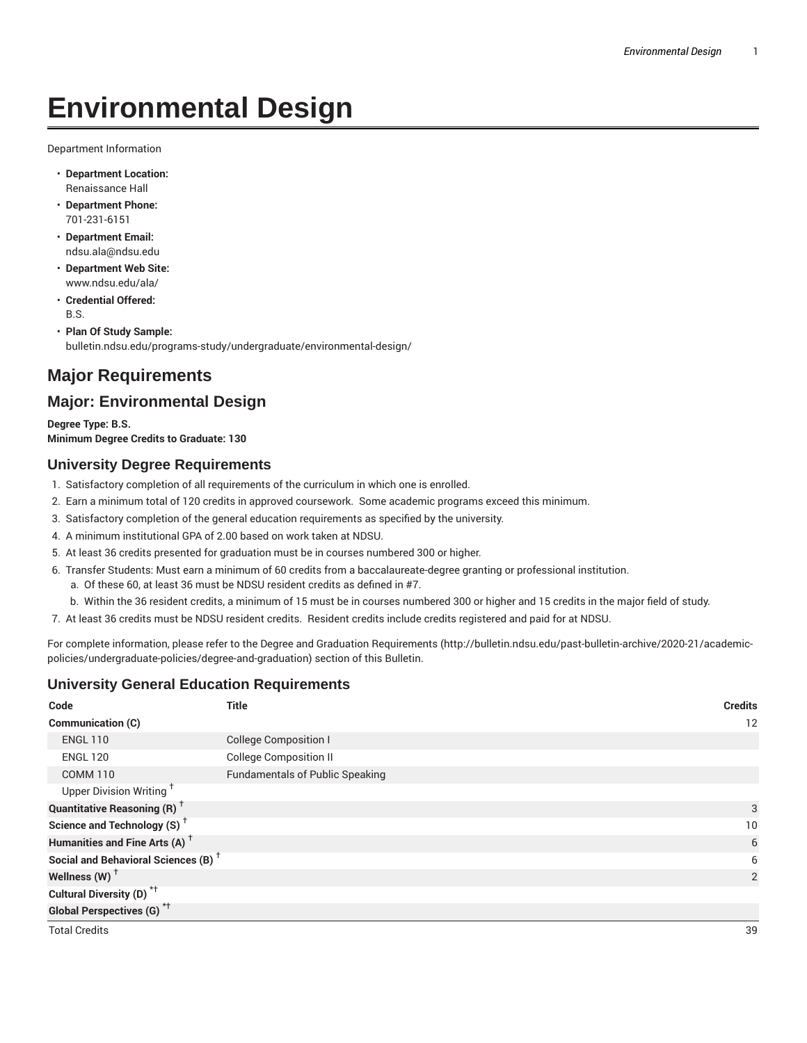# Environmental Design

Department Information

- **Department Location:**
  Renaissance Hall
- **Department Phone:**
  701-231-6151
- **Department Email:**
  ndsu.ala@ndsu.edu
- **Department Web Site:**
  www.ndsu.edu/ala/
- **Credential Offered:**
  B.S.
- **Plan Of Study Sample:**
  bulletin.ndsu.edu/programs-study/undergraduate/environmental-design/

## Major Requirements

## Major: Environmental Design

**Degree Type: B.S.**
**Minimum Degree Credits to Graduate: 130**

### University Degree Requirements

1. Satisfactory completion of all requirements of the curriculum in which one is enrolled.
2. Earn a minimum total of 120 credits in approved coursework. Some academic programs exceed this minimum.
3. Satisfactory completion of the general education requirements as specified by the university.
4. A minimum institutional GPA of 2.00 based on work taken at NDSU.
5. At least 36 credits presented for graduation must be in courses numbered 300 or higher.
6. Transfer Students: Must earn a minimum of 60 credits from a baccalaureate-degree granting or professional institution.
   a. Of these 60, at least 36 must be NDSU resident credits as defined in #7.
   b. Within the 36 resident credits, a minimum of 15 must be in courses numbered 300 or higher and 15 credits in the major field of study.
7. At least 36 credits must be NDSU resident credits. Resident credits include credits registered and paid for at NDSU.

For complete information, please refer to the Degree and Graduation Requirements (http://bulletin.ndsu.edu/past-bulletin-archive/2020-21/academic-policies/undergraduate-policies/degree-and-graduation) section of this Bulletin.

### University General Education Requirements

| Code | Title | Credits |
|---|---|---|
| **Communication (C)** | | 12 |
| ENGL 110 | College Composition I | |
| ENGL 120 | College Composition II | |
| COMM 110 | Fundamentals of Public Speaking | |
| Upper Division Writing † | | |
| **Quantitative Reasoning (R) †** | | 3 |
| **Science and Technology (S) †** | | 10 |
| **Humanities and Fine Arts (A) †** | | 6 |
| **Social and Behavioral Sciences (B) †** | | 6 |
| **Wellness (W) †** | | 2 |
| **Cultural Diversity (D) *†** | | |
| **Global Perspectives (G) *†** | | |
| Total Credits | | 39 |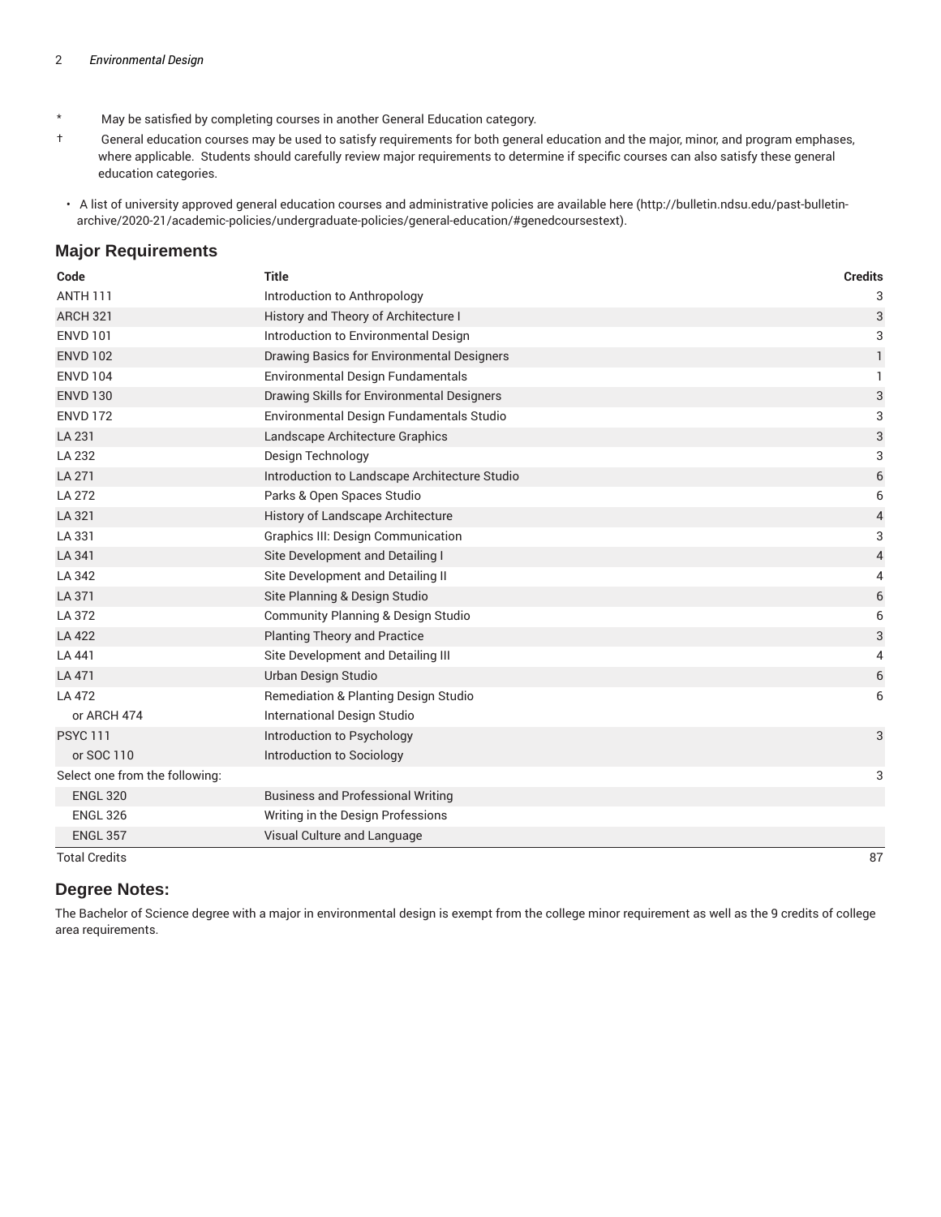* May be satisfied by completing courses in another General Education category.

† General education courses may be used to satisfy requirements for both general education and the major, minor, and program emphases, where applicable. Students should carefully review major requirements to determine if specific courses can also satisfy these general education categories.

- A list of university approved general education courses and administrative policies are available here (http://bulletin.ndsu.edu/past-bulletin-archive/2020-21/academic-policies/undergraduate-policies/general-education/#genedcoursestext).

## Major Requirements

| Code | Title | Credits |
|---|---|---|
| ANTH 111 | Introduction to Anthropology | 3 |
| ARCH 321 | History and Theory of Architecture I | 3 |
| ENVD 101 | Introduction to Environmental Design | 3 |
| ENVD 102 | Drawing Basics for Environmental Designers | 1 |
| ENVD 104 | Environmental Design Fundamentals | 1 |
| ENVD 130 | Drawing Skills for Environmental Designers | 3 |
| ENVD 172 | Environmental Design Fundamentals Studio | 3 |
| LA 231 | Landscape Architecture Graphics | 3 |
| LA 232 | Design Technology | 3 |
| LA 271 | Introduction to Landscape Architecture Studio | 6 |
| LA 272 | Parks & Open Spaces Studio | 6 |
| LA 321 | History of Landscape Architecture | 4 |
| LA 331 | Graphics III: Design Communication | 3 |
| LA 341 | Site Development and Detailing I | 4 |
| LA 342 | Site Development and Detailing II | 4 |
| LA 371 | Site Planning & Design Studio | 6 |
| LA 372 | Community Planning & Design Studio | 6 |
| LA 422 | Planting Theory and Practice | 3 |
| LA 441 | Site Development and Detailing III | 4 |
| LA 471 | Urban Design Studio | 6 |
| LA 472 | Remediation & Planting Design Studio | 6 |
| or ARCH 474 | International Design Studio | |
| PSYC 111 | Introduction to Psychology | 3 |
| or SOC 110 | Introduction to Sociology | |
| Select one from the following: | | 3 |
| ENGL 320 | Business and Professional Writing | |
| ENGL 326 | Writing in the Design Professions | |
| ENGL 357 | Visual Culture and Language | |
| Total Credits | | 87 |

## Degree Notes:

The Bachelor of Science degree with a major in environmental design is exempt from the college minor requirement as well as the 9 credits of college area requirements.